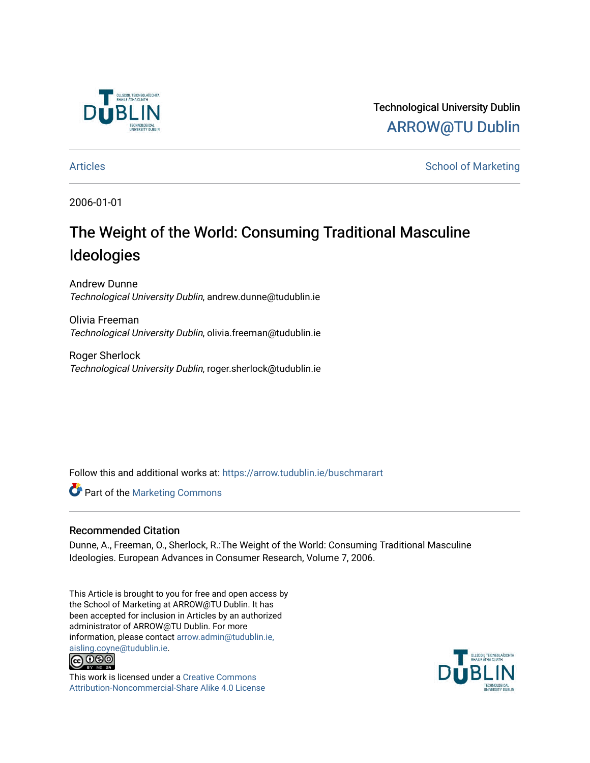Technological University Dublin
ARROW@TU Dublin

Articles | School of Marketing

2006-01-01

# The Weight of the World: Consuming Traditional Masculine Ideologies

Andrew Dunne
*Technological University Dublin*, andrew.dunne@tudublin.ie

Olivia Freeman
*Technological University Dublin*, olivia.freeman@tudublin.ie

Roger Sherlock
*Technological University Dublin*, roger.sherlock@tudublin.ie

Follow this and additional works at: https://arrow.tudublin.ie/buschmarart

Part of the Marketing Commons

## Recommended Citation

Dunne, A., Freeman, O., Sherlock, R.:The Weight of the World: Consuming Traditional Masculine Ideologies. European Advances in Consumer Research, Volume 7, 2006.

This Article is brought to you for free and open access by the School of Marketing at ARROW@TU Dublin. It has been accepted for inclusion in Articles by an authorized administrator of ARROW@TU Dublin. For more information, please contact arrow.admin@tudublin.ie, aisling.coyne@tudublin.ie.

This work is licensed under a Creative Commons Attribution-Noncommercial-Share Alike 4.0 License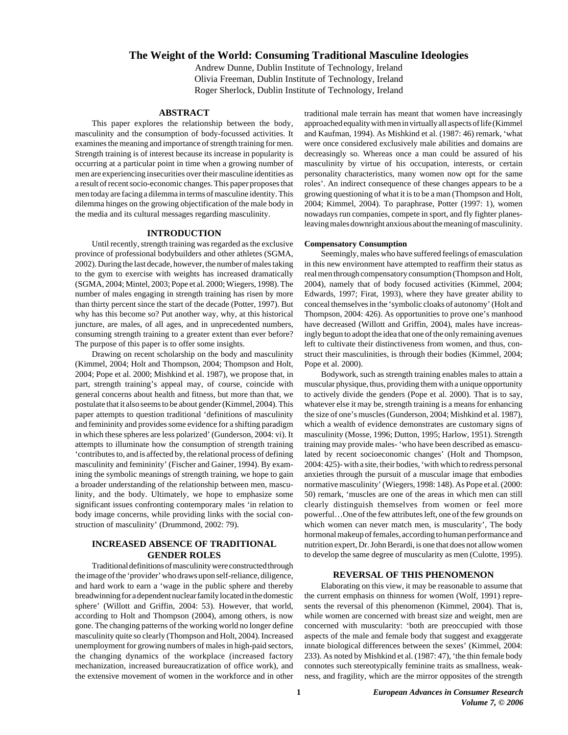# The Weight of the World: Consuming Traditional Masculine Ideologies

Andrew Dunne, Dublin Institute of Technology, Ireland
Olivia Freeman, Dublin Institute of Technology, Ireland
Roger Sherlock, Dublin Institute of Technology, Ireland

## ABSTRACT

This paper explores the relationship between the body, masculinity and the consumption of body-focussed activities. It examines the meaning and importance of strength training for men. Strength training is of interest because its increase in popularity is occurring at a particular point in time when a growing number of men are experiencing insecurities over their masculine identities as a result of recent socio-economic changes. This paper proposes that men today are facing a dilemma in terms of masculine identity. This dilemma hinges on the growing objectification of the male body in the media and its cultural messages regarding masculinity.

## INTRODUCTION

Until recently, strength training was regarded as the exclusive province of professional bodybuilders and other athletes (SGMA, 2002). During the last decade, however, the number of males taking to the gym to exercise with weights has increased dramatically (SGMA, 2004; Mintel, 2003; Pope et al. 2000; Wiegers, 1998). The number of males engaging in strength training has risen by more than thirty percent since the start of the decade (Potter, 1997). But why has this become so? Put another way, why, at this historical juncture, are males, of all ages, and in unprecedented numbers, consuming strength training to a greater extent than ever before? The purpose of this paper is to offer some insights.

Drawing on recent scholarship on the body and masculinity (Kimmel, 2004; Holt and Thompson, 2004; Thompson and Holt, 2004; Pope et al. 2000; Mishkind et al. 1987), we propose that, in part, strength training's appeal may, of course, coincide with general concerns about health and fitness, but more than that, we postulate that it also seems to be about gender (Kimmel, 2004). This paper attempts to question traditional 'definitions of masculinity and femininity and provides some evidence for a shifting paradigm in which these spheres are less polarized' (Gunderson, 2004: vi). It attempts to illuminate how the consumption of strength training 'contributes to, and is affected by, the relational process of defining masculinity and femininity' (Fischer and Gainer, 1994). By examining the symbolic meanings of strength training, we hope to gain a broader understanding of the relationship between men, masculinity, and the body. Ultimately, we hope to emphasize some significant issues confronting contemporary males 'in relation to body image concerns, while providing links with the social construction of masculinity' (Drummond, 2002: 79).

## INCREASED ABSENCE OF TRADITIONAL GENDER ROLES

Traditional definitions of masculinity were constructed through the image of the 'provider' who draws upon self-reliance, diligence, and hard work to earn a 'wage in the public sphere and thereby breadwinning for a dependent nuclear family located in the domestic sphere' (Willott and Griffin, 2004: 53). However, that world, according to Holt and Thompson (2004), among others, is now gone. The changing patterns of the working world no longer define masculinity quite so clearly (Thompson and Holt, 2004). Increased unemployment for growing numbers of males in high-paid sectors, the changing dynamics of the workplace (increased factory mechanization, increased bureaucratization of office work), and the extensive movement of women in the workforce and in other traditional male terrain has meant that women have increasingly approached equality with men in virtually all aspects of life (Kimmel and Kaufman, 1994). As Mishkind et al. (1987: 46) remark, 'what were once considered exclusively male abilities and domains are decreasingly so. Whereas once a man could be assured of his masculinity by virtue of his occupation, interests, or certain personality characteristics, many women now opt for the same roles'. An indirect consequence of these changes appears to be a growing questioning of what it is to be a man (Thompson and Holt, 2004; Kimmel, 2004). To paraphrase, Potter (1997: 1), women nowadays run companies, compete in sport, and fly fighter planes- leaving males downright anxious about the meaning of masculinity.

### Compensatory Consumption

Seemingly, males who have suffered feelings of emasculation in this new environment have attempted to reaffirm their status as real men through compensatory consumption (Thompson and Holt, 2004), namely that of body focused activities (Kimmel, 2004; Edwards, 1997; Firat, 1993), where they have greater ability to conceal themselves in the 'symbolic cloaks of autonomy' (Holt and Thompson, 2004: 426). As opportunities to prove one's manhood have decreased (Willott and Griffin, 2004), males have increasingly begun to adopt the idea that one of the only remaining avenues left to cultivate their distinctiveness from women, and thus, construct their masculinities, is through their bodies (Kimmel, 2004; Pope et al. 2000).

Bodywork, such as strength training enables males to attain a muscular physique, thus, providing them with a unique opportunity to actively divide the genders (Pope et al. 2000). That is to say, whatever else it may be, strength training is a means for enhancing the size of one's muscles (Gunderson, 2004; Mishkind et al. 1987), which a wealth of evidence demonstrates are customary signs of masculinity (Mosse, 1996; Dutton, 1995; Harlow, 1951). Strength training may provide males- 'who have been described as emasculated by recent socioeconomic changes' (Holt and Thompson, 2004: 425)- with a site, their bodies, 'with which to redress personal anxieties through the pursuit of a muscular image that embodies normative masculinity' (Wiegers, 1998: 148). As Pope et al. (2000: 50) remark, 'muscles are one of the areas in which men can still clearly distinguish themselves from women or feel more powerful…One of the few attributes left, one of the few grounds on which women can never match men, is muscularity', The body hormonal makeup of females, according to human performance and nutrition expert, Dr. John Berardi, is one that does not allow women to develop the same degree of muscularity as men (Culotte, 1995).

## REVERSAL OF THIS PHENOMENON

Elaborating on this view, it may be reasonable to assume that the current emphasis on thinness for women (Wolf, 1991) represents the reversal of this phenomenon (Kimmel, 2004). That is, while women are concerned with breast size and weight, men are concerned with muscularity: 'both are preoccupied with those aspects of the male and female body that suggest and exaggerate innate biological differences between the sexes' (Kimmel, 2004: 233). As noted by Mishkind et al. (1987: 47), 'the thin female body connotes such stereotypically feminine traits as smallness, weakness, and fragility, which are the mirror opposites of the strength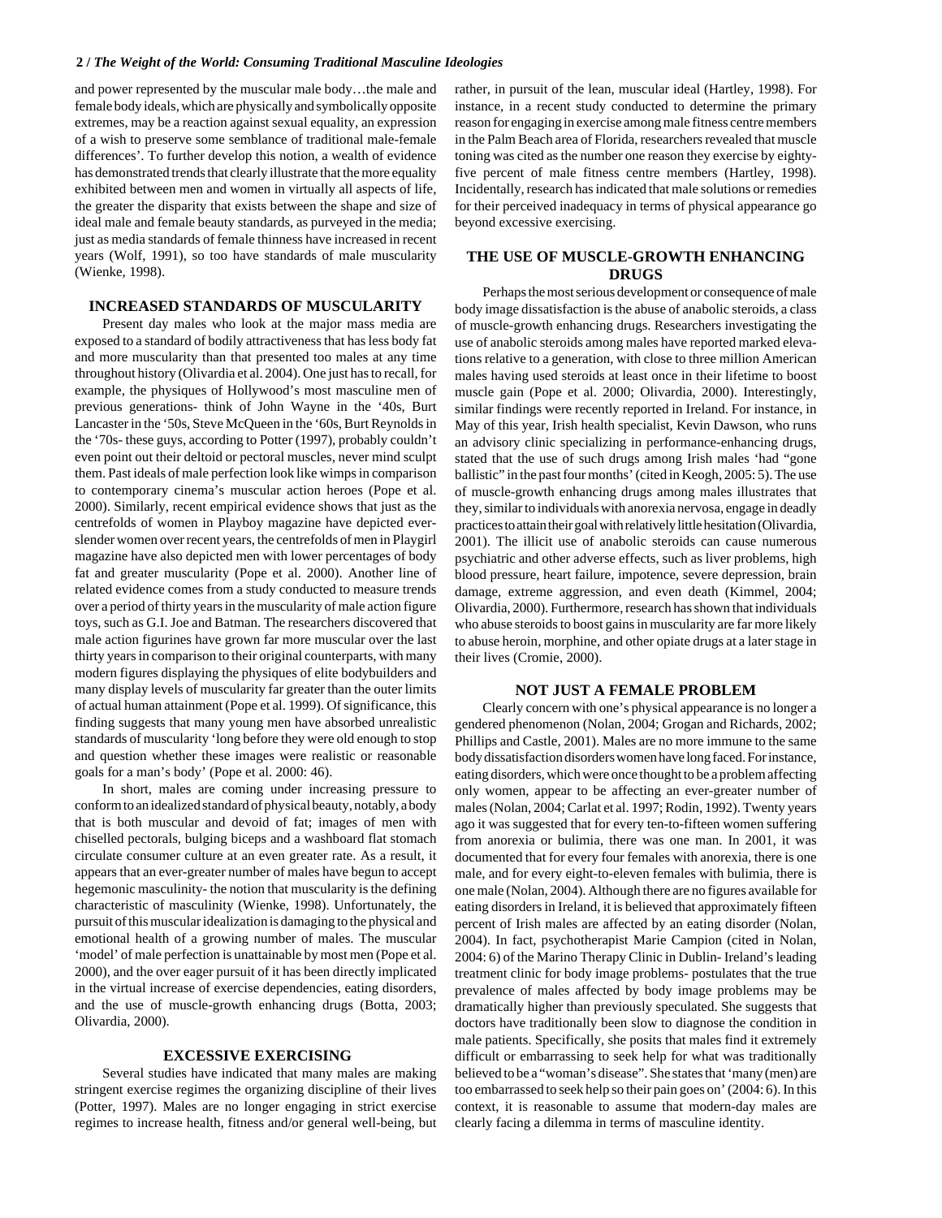and power represented by the muscular male body…the male and female body ideals, which are physically and symbolically opposite extremes, may be a reaction against sexual equality, an expression of a wish to preserve some semblance of traditional male-female differences'. To further develop this notion, a wealth of evidence has demonstrated trends that clearly illustrate that the more equality exhibited between men and women in virtually all aspects of life, the greater the disparity that exists between the shape and size of ideal male and female beauty standards, as purveyed in the media; just as media standards of female thinness have increased in recent years (Wolf, 1991), so too have standards of male muscularity (Wienke, 1998).

## INCREASED STANDARDS OF MUSCULARITY

Present day males who look at the major mass media are exposed to a standard of bodily attractiveness that has less body fat and more muscularity than that presented too males at any time throughout history (Olivardia et al. 2004). One just has to recall, for example, the physiques of Hollywood's most masculine men of previous generations- think of John Wayne in the '40s, Burt Lancaster in the '50s, Steve McQueen in the '60s, Burt Reynolds in the '70s- these guys, according to Potter (1997), probably couldn't even point out their deltoid or pectoral muscles, never mind sculpt them. Past ideals of male perfection look like wimps in comparison to contemporary cinema's muscular action heroes (Pope et al. 2000). Similarly, recent empirical evidence shows that just as the centrefolds of women in Playboy magazine have depicted ever-slender women over recent years, the centrefolds of men in Playgirl magazine have also depicted men with lower percentages of body fat and greater muscularity (Pope et al. 2000). Another line of related evidence comes from a study conducted to measure trends over a period of thirty years in the muscularity of male action figure toys, such as G.I. Joe and Batman. The researchers discovered that male action figurines have grown far more muscular over the last thirty years in comparison to their original counterparts, with many modern figures displaying the physiques of elite bodybuilders and many display levels of muscularity far greater than the outer limits of actual human attainment (Pope et al. 1999). Of significance, this finding suggests that many young men have absorbed unrealistic standards of muscularity 'long before they were old enough to stop and question whether these images were realistic or reasonable goals for a man's body' (Pope et al. 2000: 46).

In short, males are coming under increasing pressure to conform to an idealized standard of physical beauty, notably, a body that is both muscular and devoid of fat; images of men with chiselled pectorals, bulging biceps and a washboard flat stomach circulate consumer culture at an even greater rate. As a result, it appears that an ever-greater number of males have begun to accept hegemonic masculinity- the notion that muscularity is the defining characteristic of masculinity (Wienke, 1998). Unfortunately, the pursuit of this muscular idealization is damaging to the physical and emotional health of a growing number of males. The muscular 'model' of male perfection is unattainable by most men (Pope et al. 2000), and the over eager pursuit of it has been directly implicated in the virtual increase of exercise dependencies, eating disorders, and the use of muscle-growth enhancing drugs (Botta, 2003; Olivardia, 2000).

## EXCESSIVE EXERCISING

Several studies have indicated that many males are making stringent exercise regimes the organizing discipline of their lives (Potter, 1997). Males are no longer engaging in strict exercise regimes to increase health, fitness and/or general well-being, but rather, in pursuit of the lean, muscular ideal (Hartley, 1998). For instance, in a recent study conducted to determine the primary reason for engaging in exercise among male fitness centre members in the Palm Beach area of Florida, researchers revealed that muscle toning was cited as the number one reason they exercise by eighty-five percent of male fitness centre members (Hartley, 1998). Incidentally, research has indicated that male solutions or remedies for their perceived inadequacy in terms of physical appearance go beyond excessive exercising.

## THE USE OF MUSCLE-GROWTH ENHANCING DRUGS

Perhaps the most serious development or consequence of male body image dissatisfaction is the abuse of anabolic steroids, a class of muscle-growth enhancing drugs. Researchers investigating the use of anabolic steroids among males have reported marked elevations relative to a generation, with close to three million American males having used steroids at least once in their lifetime to boost muscle gain (Pope et al. 2000; Olivardia, 2000). Interestingly, similar findings were recently reported in Ireland. For instance, in May of this year, Irish health specialist, Kevin Dawson, who runs an advisory clinic specializing in performance-enhancing drugs, stated that the use of such drugs among Irish males 'had "gone ballistic" in the past four months' (cited in Keogh, 2005: 5). The use of muscle-growth enhancing drugs among males illustrates that they, similar to individuals with anorexia nervosa, engage in deadly practices to attain their goal with relatively little hesitation (Olivardia, 2001). The illicit use of anabolic steroids can cause numerous psychiatric and other adverse effects, such as liver problems, high blood pressure, heart failure, impotence, severe depression, brain damage, extreme aggression, and even death (Kimmel, 2004; Olivardia, 2000). Furthermore, research has shown that individuals who abuse steroids to boost gains in muscularity are far more likely to abuse heroin, morphine, and other opiate drugs at a later stage in their lives (Cromie, 2000).

## NOT JUST A FEMALE PROBLEM

Clearly concern with one's physical appearance is no longer a gendered phenomenon (Nolan, 2004; Grogan and Richards, 2002; Phillips and Castle, 2001). Males are no more immune to the same body dissatisfaction disorders women have long faced. For instance, eating disorders, which were once thought to be a problem affecting only women, appear to be affecting an ever-greater number of males (Nolan, 2004; Carlat et al. 1997; Rodin, 1992). Twenty years ago it was suggested that for every ten-to-fifteen women suffering from anorexia or bulimia, there was one man. In 2001, it was documented that for every four females with anorexia, there is one male, and for every eight-to-eleven females with bulimia, there is one male (Nolan, 2004). Although there are no figures available for eating disorders in Ireland, it is believed that approximately fifteen percent of Irish males are affected by an eating disorder (Nolan, 2004). In fact, psychotherapist Marie Campion (cited in Nolan, 2004: 6) of the Marino Therapy Clinic in Dublin- Ireland's leading treatment clinic for body image problems- postulates that the true prevalence of males affected by body image problems may be dramatically higher than previously speculated. She suggests that doctors have traditionally been slow to diagnose the condition in male patients. Specifically, she posits that males find it extremely difficult or embarrassing to seek help for what was traditionally believed to be a "woman's disease". She states that 'many (men) are too embarrassed to seek help so their pain goes on' (2004: 6). In this context, it is reasonable to assume that modern-day males are clearly facing a dilemma in terms of masculine identity.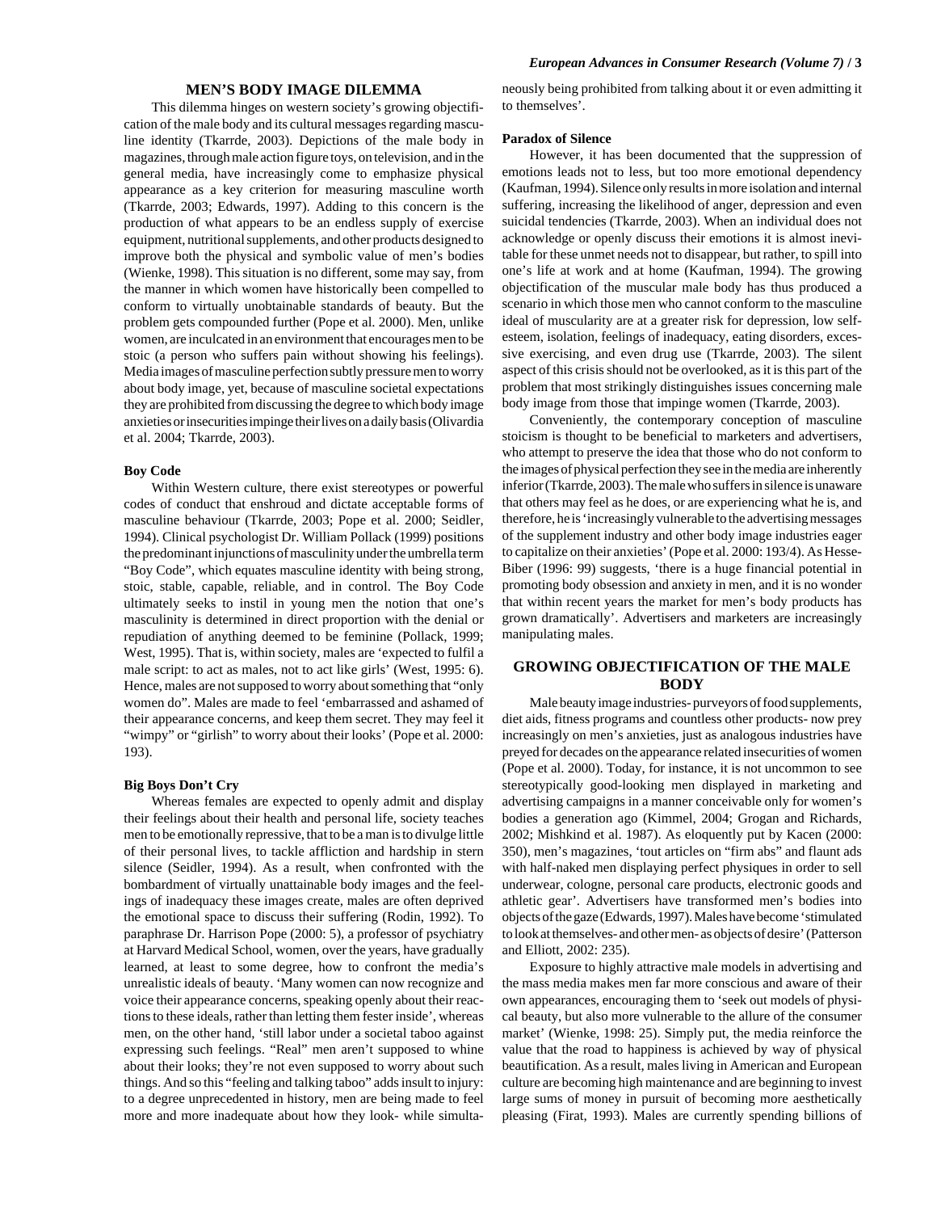## MEN'S BODY IMAGE DILEMMA

This dilemma hinges on western society's growing objectification of the male body and its cultural messages regarding masculine identity (Tkarrde, 2003). Depictions of the male body in magazines, through male action figure toys, on television, and in the general media, have increasingly come to emphasize physical appearance as a key criterion for measuring masculine worth (Tkarrde, 2003; Edwards, 1997). Adding to this concern is the production of what appears to be an endless supply of exercise equipment, nutritional supplements, and other products designed to improve both the physical and symbolic value of men's bodies (Wienke, 1998). This situation is no different, some may say, from the manner in which women have historically been compelled to conform to virtually unobtainable standards of beauty. But the problem gets compounded further (Pope et al. 2000). Men, unlike women, are inculcated in an environment that encourages men to be stoic (a person who suffers pain without showing his feelings). Media images of masculine perfection subtly pressure men to worry about body image, yet, because of masculine societal expectations they are prohibited from discussing the degree to which body image anxieties or insecurities impinge their lives on a daily basis (Olivardia et al. 2004; Tkarrde, 2003).

### Boy Code

Within Western culture, there exist stereotypes or powerful codes of conduct that enshroud and dictate acceptable forms of masculine behaviour (Tkarrde, 2003; Pope et al. 2000; Seidler, 1994). Clinical psychologist Dr. William Pollack (1999) positions the predominant injunctions of masculinity under the umbrella term "Boy Code", which equates masculine identity with being strong, stoic, stable, capable, reliable, and in control. The Boy Code ultimately seeks to instil in young men the notion that one's masculinity is determined in direct proportion with the denial or repudiation of anything deemed to be feminine (Pollack, 1999; West, 1995). That is, within society, males are 'expected to fulfil a male script: to act as males, not to act like girls' (West, 1995: 6). Hence, males are not supposed to worry about something that "only women do". Males are made to feel 'embarrassed and ashamed of their appearance concerns, and keep them secret. They may feel it "wimpy" or "girlish" to worry about their looks' (Pope et al. 2000: 193).

### Big Boys Don't Cry

Whereas females are expected to openly admit and display their feelings about their health and personal life, society teaches men to be emotionally repressive, that to be a man is to divulge little of their personal lives, to tackle affliction and hardship in stern silence (Seidler, 1994). As a result, when confronted with the bombardment of virtually unattainable body images and the feelings of inadequacy these images create, males are often deprived the emotional space to discuss their suffering (Rodin, 1992). To paraphrase Dr. Harrison Pope (2000: 5), a professor of psychiatry at Harvard Medical School, women, over the years, have gradually learned, at least to some degree, how to confront the media's unrealistic ideals of beauty. 'Many women can now recognize and voice their appearance concerns, speaking openly about their reactions to these ideals, rather than letting them fester inside', whereas men, on the other hand, 'still labor under a societal taboo against expressing such feelings. "Real" men aren't supposed to whine about their looks; they're not even supposed to worry about such things. And so this "feeling and talking taboo" adds insult to injury: to a degree unprecedented in history, men are being made to feel more and more inadequate about how they look- while simultaneously being prohibited from talking about it or even admitting it to themselves'.

### Paradox of Silence

However, it has been documented that the suppression of emotions leads not to less, but too more emotional dependency (Kaufman, 1994). Silence only results in more isolation and internal suffering, increasing the likelihood of anger, depression and even suicidal tendencies (Tkarrde, 2003). When an individual does not acknowledge or openly discuss their emotions it is almost inevitable for these unmet needs not to disappear, but rather, to spill into one's life at work and at home (Kaufman, 1994). The growing objectification of the muscular male body has thus produced a scenario in which those men who cannot conform to the masculine ideal of muscularity are at a greater risk for depression, low self-esteem, isolation, feelings of inadequacy, eating disorders, excessive exercising, and even drug use (Tkarrde, 2003). The silent aspect of this crisis should not be overlooked, as it is this part of the problem that most strikingly distinguishes issues concerning male body image from those that impinge women (Tkarrde, 2003).

Conveniently, the contemporary conception of masculine stoicism is thought to be beneficial to marketers and advertisers, who attempt to preserve the idea that those who do not conform to the images of physical perfection they see in the media are inherently inferior (Tkarrde, 2003). The male who suffers in silence is unaware that others may feel as he does, or are experiencing what he is, and therefore, he is 'increasingly vulnerable to the advertising messages of the supplement industry and other body image industries eager to capitalize on their anxieties' (Pope et al. 2000: 193/4). As Hesse-Biber (1996: 99) suggests, 'there is a huge financial potential in promoting body obsession and anxiety in men, and it is no wonder that within recent years the market for men's body products has grown dramatically'. Advertisers and marketers are increasingly manipulating males.

## GROWING OBJECTIFICATION OF THE MALE BODY

Male beauty image industries- purveyors of food supplements, diet aids, fitness programs and countless other products- now prey increasingly on men's anxieties, just as analogous industries have preyed for decades on the appearance related insecurities of women (Pope et al. 2000). Today, for instance, it is not uncommon to see stereotypically good-looking men displayed in marketing and advertising campaigns in a manner conceivable only for women's bodies a generation ago (Kimmel, 2004; Grogan and Richards, 2002; Mishkind et al. 1987). As eloquently put by Kacen (2000: 350), men's magazines, 'tout articles on "firm abs" and flaunt ads with half-naked men displaying perfect physiques in order to sell underwear, cologne, personal care products, electronic goods and athletic gear'. Advertisers have transformed men's bodies into objects of the gaze (Edwards, 1997). Males have become 'stimulated to look at themselves- and other men- as objects of desire' (Patterson and Elliott, 2002: 235).

Exposure to highly attractive male models in advertising and the mass media makes men far more conscious and aware of their own appearances, encouraging them to 'seek out models of physical beauty, but also more vulnerable to the allure of the consumer market' (Wienke, 1998: 25). Simply put, the media reinforce the value that the road to happiness is achieved by way of physical beautification. As a result, males living in American and European culture are becoming high maintenance and are beginning to invest large sums of money in pursuit of becoming more aesthetically pleasing (Firat, 1993). Males are currently spending billions of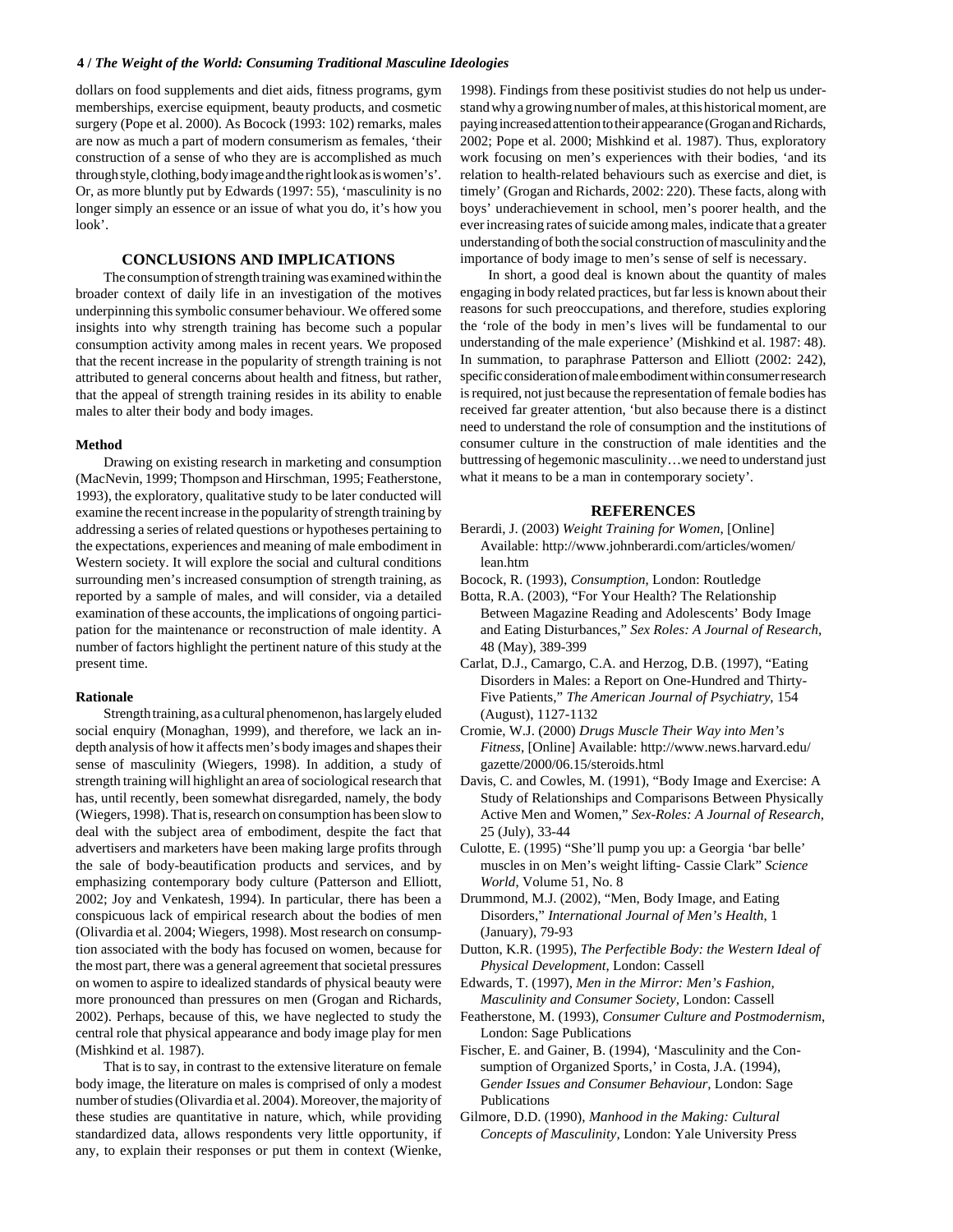dollars on food supplements and diet aids, fitness programs, gym memberships, exercise equipment, beauty products, and cosmetic surgery (Pope et al. 2000). As Bocock (1993: 102) remarks, males are now as much a part of modern consumerism as females, 'their construction of a sense of who they are is accomplished as much through style, clothing, body image and the right look as is women's'. Or, as more bluntly put by Edwards (1997: 55), 'masculinity is no longer simply an essence or an issue of what you do, it's how you look'.

## CONCLUSIONS AND IMPLICATIONS

The consumption of strength training was examined within the broader context of daily life in an investigation of the motives underpinning this symbolic consumer behaviour. We offered some insights into why strength training has become such a popular consumption activity among males in recent years. We proposed that the recent increase in the popularity of strength training is not attributed to general concerns about health and fitness, but rather, that the appeal of strength training resides in its ability to enable males to alter their body and body images.

### Method

Drawing on existing research in marketing and consumption (MacNevin, 1999; Thompson and Hirschman, 1995; Featherstone, 1993), the exploratory, qualitative study to be later conducted will examine the recent increase in the popularity of strength training by addressing a series of related questions or hypotheses pertaining to the expectations, experiences and meaning of male embodiment in Western society. It will explore the social and cultural conditions surrounding men's increased consumption of strength training, as reported by a sample of males, and will consider, via a detailed examination of these accounts, the implications of ongoing participation for the maintenance or reconstruction of male identity. A number of factors highlight the pertinent nature of this study at the present time.

### Rationale

Strength training, as a cultural phenomenon, has largely eluded social enquiry (Monaghan, 1999), and therefore, we lack an in-depth analysis of how it affects men's body images and shapes their sense of masculinity (Wiegers, 1998). In addition, a study of strength training will highlight an area of sociological research that has, until recently, been somewhat disregarded, namely, the body (Wiegers, 1998). That is, research on consumption has been slow to deal with the subject area of embodiment, despite the fact that advertisers and marketers have been making large profits through the sale of body-beautification products and services, and by emphasizing contemporary body culture (Patterson and Elliott, 2002; Joy and Venkatesh, 1994). In particular, there has been a conspicuous lack of empirical research about the bodies of men (Olivardia et al. 2004; Wiegers, 1998). Most research on consumption associated with the body has focused on women, because for the most part, there was a general agreement that societal pressures on women to aspire to idealized standards of physical beauty were more pronounced than pressures on men (Grogan and Richards, 2002). Perhaps, because of this, we have neglected to study the central role that physical appearance and body image play for men (Mishkind et al. 1987).

That is to say, in contrast to the extensive literature on female body image, the literature on males is comprised of only a modest number of studies (Olivardia et al. 2004). Moreover, the majority of these studies are quantitative in nature, which, while providing standardized data, allows respondents very little opportunity, if any, to explain their responses or put them in context (Wienke, 1998). Findings from these positivist studies do not help us understand why a growing number of males, at this historical moment, are paying increased attention to their appearance (Grogan and Richards, 2002; Pope et al. 2000; Mishkind et al. 1987). Thus, exploratory work focusing on men's experiences with their bodies, 'and its relation to health-related behaviours such as exercise and diet, is timely' (Grogan and Richards, 2002: 220). These facts, along with boys' underachievement in school, men's poorer health, and the ever increasing rates of suicide among males, indicate that a greater understanding of both the social construction of masculinity and the importance of body image to men's sense of self is necessary.

In short, a good deal is known about the quantity of males engaging in body related practices, but far less is known about their reasons for such preoccupations, and therefore, studies exploring the 'role of the body in men's lives will be fundamental to our understanding of the male experience' (Mishkind et al. 1987: 48). In summation, to paraphrase Patterson and Elliott (2002: 242), specific consideration of male embodiment within consumer research is required, not just because the representation of female bodies has received far greater attention, 'but also because there is a distinct need to understand the role of consumption and the institutions of consumer culture in the construction of male identities and the buttressing of hegemonic masculinity…we need to understand just what it means to be a man in contemporary society'.

## REFERENCES

Berardi, J. (2003) *Weight Training for Women*, [Online] Available: http://www.johnberardi.com/articles/women/lean.htm

Bocock, R. (1993), *Consumption*, London: Routledge

Botta, R.A. (2003), "For Your Health? The Relationship Between Magazine Reading and Adolescents' Body Image and Eating Disturbances," *Sex Roles: A Journal of Research*, 48 (May), 389-399

Carlat, D.J., Camargo, C.A. and Herzog, D.B. (1997), "Eating Disorders in Males: a Report on One-Hundred and Thirty-Five Patients," *The American Journal of Psychiatry*, 154 (August), 1127-1132

Cromie, W.J. (2000) *Drugs Muscle Their Way into Men's Fitness*, [Online] Available: http://www.news.harvard.edu/gazette/2000/06.15/steroids.html

Davis, C. and Cowles, M. (1991), "Body Image and Exercise: A Study of Relationships and Comparisons Between Physically Active Men and Women," *Sex-Roles: A Journal of Research,* 25 (July), 33-44

Culotte, E. (1995) "She'll pump you up: a Georgia 'bar belle' muscles in on Men's weight lifting- Cassie Clark" *Science World*, Volume 51, No. 8

Drummond, M.J. (2002), "Men, Body Image, and Eating Disorders," *International Journal of Men's Health*, 1 (January), 79-93

Dutton, K.R. (1995), *The Perfectible Body: the Western Ideal of Physical Development*, London: Cassell

Edwards, T. (1997), *Men in the Mirror: Men's Fashion, Masculinity and Consumer Society*, London: Cassell

Featherstone, M. (1993), *Consumer Culture and Postmodernism*, London: Sage Publications

Fischer, E. and Gainer, B. (1994), 'Masculinity and the Consumption of Organized Sports,' in Costa, J.A. (1994), G*ender Issues and Consumer Behaviour*, London: Sage Publications

Gilmore, D.D. (1990), *Manhood in the Making: Cultural Concepts of Masculinity*, London: Yale University Press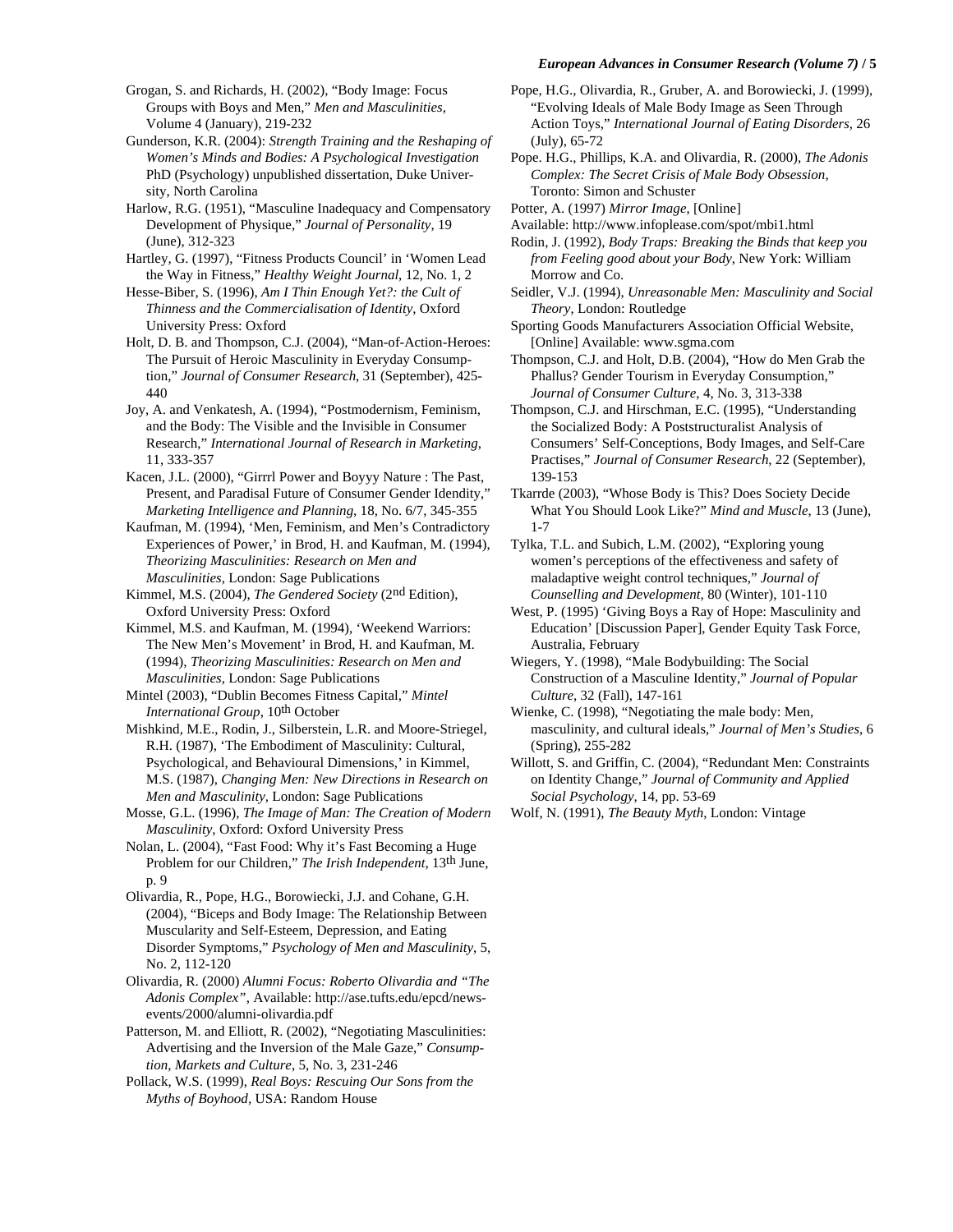Grogan, S. and Richards, H. (2002), "Body Image: Focus Groups with Boys and Men," *Men and Masculinities*, Volume 4 (January), 219-232

Gunderson, K.R. (2004): *Strength Training and the Reshaping of Women's Minds and Bodies: A Psychological Investigation* PhD (Psychology) unpublished dissertation, Duke University, North Carolina

Harlow, R.G. (1951), "Masculine Inadequacy and Compensatory Development of Physique," *Journal of Personality*, 19 (June), 312-323

Hartley, G. (1997), "Fitness Products Council' in 'Women Lead the Way in Fitness," *Healthy Weight Journal*, 12, No. 1, 2

Hesse-Biber, S. (1996), *Am I Thin Enough Yet?: the Cult of Thinness and the Commercialisation of Identity*, Oxford University Press: Oxford

Holt, D. B. and Thompson, C.J. (2004), "Man-of-Action-Heroes: The Pursuit of Heroic Masculinity in Everyday Consumption," *Journal of Consumer Research*, 31 (September), 425-440

Joy, A. and Venkatesh, A. (1994), "Postmodernism, Feminism, and the Body: The Visible and the Invisible in Consumer Research," *International Journal of Research in Marketing*, 11, 333-357

Kacen, J.L. (2000), "Girrrl Power and Boyyy Nature : The Past, Present, and Paradisal Future of Consumer Gender Idendity," *Marketing Intelligence and Planning*, 18, No. 6/7, 345-355

Kaufman, M. (1994), 'Men, Feminism, and Men's Contradictory Experiences of Power,' in Brod, H. and Kaufman, M. (1994), *Theorizing Masculinities: Research on Men and Masculinities*, London: Sage Publications

Kimmel, M.S. (2004), *The Gendered Society* (2nd Edition), Oxford University Press: Oxford

Kimmel, M.S. and Kaufman, M. (1994), 'Weekend Warriors: The New Men's Movement' in Brod, H. and Kaufman, M. (1994), *Theorizing Masculinities: Research on Men and Masculinities*, London: Sage Publications

Mintel (2003), "Dublin Becomes Fitness Capital," *Mintel International Group*, 10th October

Mishkind, M.E., Rodin, J., Silberstein, L.R. and Moore-Striegel, R.H. (1987), 'The Embodiment of Masculinity: Cultural, Psychological, and Behavioural Dimensions,' in Kimmel, M.S. (1987), *Changing Men: New Directions in Research on Men and Masculinity*, London: Sage Publications

Mosse, G.L. (1996), *The Image of Man: The Creation of Modern Masculinity*, Oxford: Oxford University Press

Nolan, L. (2004), "Fast Food: Why it's Fast Becoming a Huge Problem for our Children," *The Irish Independent*, 13th June, p. 9

Olivardia, R., Pope, H.G., Borowiecki, J.J. and Cohane, G.H. (2004), "Biceps and Body Image: The Relationship Between Muscularity and Self-Esteem, Depression, and Eating Disorder Symptoms," *Psychology of Men and Masculinity*, 5, No. 2, 112-120

Olivardia, R. (2000) *Alumni Focus: Roberto Olivardia and "The Adonis Complex"*, Available: http://ase.tufts.edu/epcd/news-events/2000/alumni-olivardia.pdf

Patterson, M. and Elliott, R. (2002), "Negotiating Masculinities: Advertising and the Inversion of the Male Gaze," *Consumption, Markets and Culture*, 5, No. 3, 231-246

Pollack, W.S. (1999), *Real Boys: Rescuing Our Sons from the Myths of Boyhood*, USA: Random House

Pope, H.G., Olivardia, R., Gruber, A. and Borowiecki, J. (1999), "Evolving Ideals of Male Body Image as Seen Through Action Toys," *International Journal of Eating Disorders*, 26 (July), 65-72

Pope. H.G., Phillips, K.A. and Olivardia, R. (2000), *The Adonis Complex: The Secret Crisis of Male Body Obsession*, Toronto: Simon and Schuster

Potter, A. (1997) *Mirror Image*, [Online]

Available: http://www.infoplease.com/spot/mbi1.html

Rodin, J. (1992), *Body Traps: Breaking the Binds that keep you from Feeling good about your Body*, New York: William Morrow and Co.

Seidler, V.J. (1994), *Unreasonable Men: Masculinity and Social Theory*, London: Routledge

Sporting Goods Manufacturers Association Official Website, [Online] Available: www.sgma.com

Thompson, C.J. and Holt, D.B. (2004), "How do Men Grab the Phallus? Gender Tourism in Everyday Consumption," *Journal of Consumer Culture*, 4, No. 3, 313-338

Thompson, C.J. and Hirschman, E.C. (1995), "Understanding the Socialized Body: A Poststructuralist Analysis of Consumers' Self-Conceptions, Body Images, and Self-Care Practises," *Journal of Consumer Research*, 22 (September), 139-153

Tkarrde (2003), "Whose Body is This? Does Society Decide What You Should Look Like?" *Mind and Muscle*, 13 (June), 1-7

Tylka, T.L. and Subich, L.M. (2002), "Exploring young women's perceptions of the effectiveness and safety of maladaptive weight control techniques," *Journal of Counselling and Development*, 80 (Winter), 101-110

West, P. (1995) 'Giving Boys a Ray of Hope: Masculinity and Education' [Discussion Paper], Gender Equity Task Force, Australia, February

Wiegers, Y. (1998), "Male Bodybuilding: The Social Construction of a Masculine Identity," *Journal of Popular Culture*, 32 (Fall), 147-161

Wienke, C. (1998), "Negotiating the male body: Men, masculinity, and cultural ideals," *Journal of Men's Studies*, 6 (Spring), 255-282

Willott, S. and Griffin, C. (2004), "Redundant Men: Constraints on Identity Change," *Journal of Community and Applied Social Psychology*, 14, pp. 53-69

Wolf, N. (1991), *The Beauty Myth*, London: Vintage